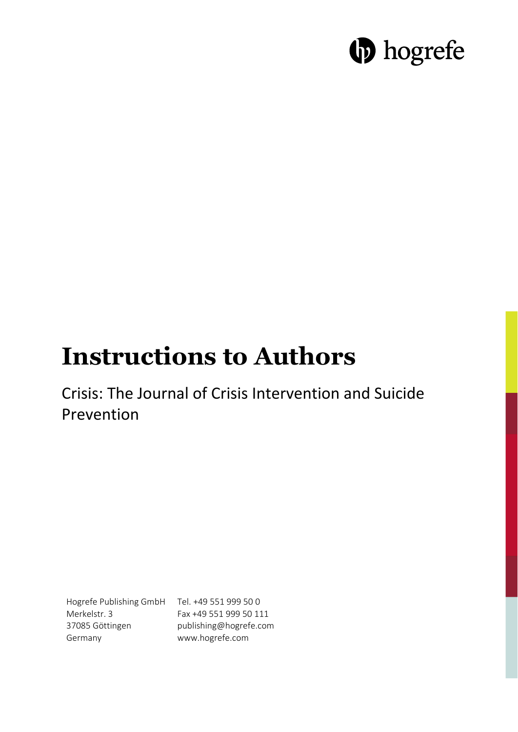hogrefe

# Instructions to Authors

Crisis: The Journal of Crisis Intervention and Suicide Prevention

Hogrefe Publishing GmbH
Merkelstr. 3
37085 Göttingen
Germany

Tel. +49 551 999 50 0
Fax +49 551 999 50 111
publishing@hogrefe.com
www.hogrefe.com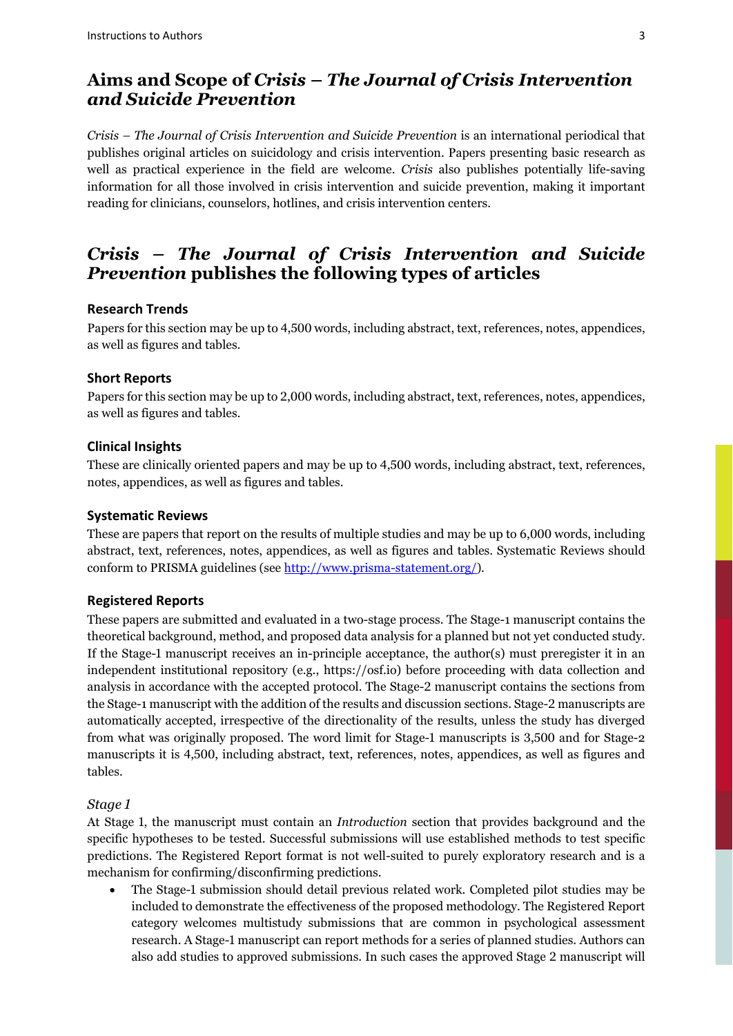## Aims and Scope of *Crisis – The Journal of Crisis Intervention and Suicide Prevention*

*Crisis – The Journal of Crisis Intervention and Suicide Prevention* is an international periodical that publishes original articles on suicidology and crisis intervention. Papers presenting basic research as well as practical experience in the field are welcome. *Crisis* also publishes potentially life-saving information for all those involved in crisis intervention and suicide prevention, making it important reading for clinicians, counselors, hotlines, and crisis intervention centers.

## *Crisis – The Journal of Crisis Intervention and Suicide Prevention* publishes the following types of articles

### Research Trends

Papers for this section may be up to 4,500 words, including abstract, text, references, notes, appendices, as well as figures and tables.

### Short Reports

Papers for this section may be up to 2,000 words, including abstract, text, references, notes, appendices, as well as figures and tables.

### Clinical Insights

These are clinically oriented papers and may be up to 4,500 words, including abstract, text, references, notes, appendices, as well as figures and tables.

### Systematic Reviews

These are papers that report on the results of multiple studies and may be up to 6,000 words, including abstract, text, references, notes, appendices, as well as figures and tables. Systematic Reviews should conform to PRISMA guidelines (see http://www.prisma-statement.org/).

### Registered Reports

These papers are submitted and evaluated in a two-stage process. The Stage-1 manuscript contains the theoretical background, method, and proposed data analysis for a planned but not yet conducted study. If the Stage-1 manuscript receives an in-principle acceptance, the author(s) must preregister it in an independent institutional repository (e.g., https://osf.io) before proceeding with data collection and analysis in accordance with the accepted protocol. The Stage-2 manuscript contains the sections from the Stage-1 manuscript with the addition of the results and discussion sections. Stage-2 manuscripts are automatically accepted, irrespective of the directionality of the results, unless the study has diverged from what was originally proposed. The word limit for Stage-1 manuscripts is 3,500 and for Stage-2 manuscripts it is 4,500, including abstract, text, references, notes, appendices, as well as figures and tables.

*Stage 1*

At Stage 1, the manuscript must contain an *Introduction* section that provides background and the specific hypotheses to be tested. Successful submissions will use established methods to test specific predictions. The Registered Report format is not well-suited to purely exploratory research and is a mechanism for confirming/disconfirming predictions.

- The Stage-1 submission should detail previous related work. Completed pilot studies may be included to demonstrate the effectiveness of the proposed methodology. The Registered Report category welcomes multistudy submissions that are common in psychological assessment research. A Stage-1 manuscript can report methods for a series of planned studies. Authors can also add studies to approved submissions. In such cases the approved Stage 2 manuscript will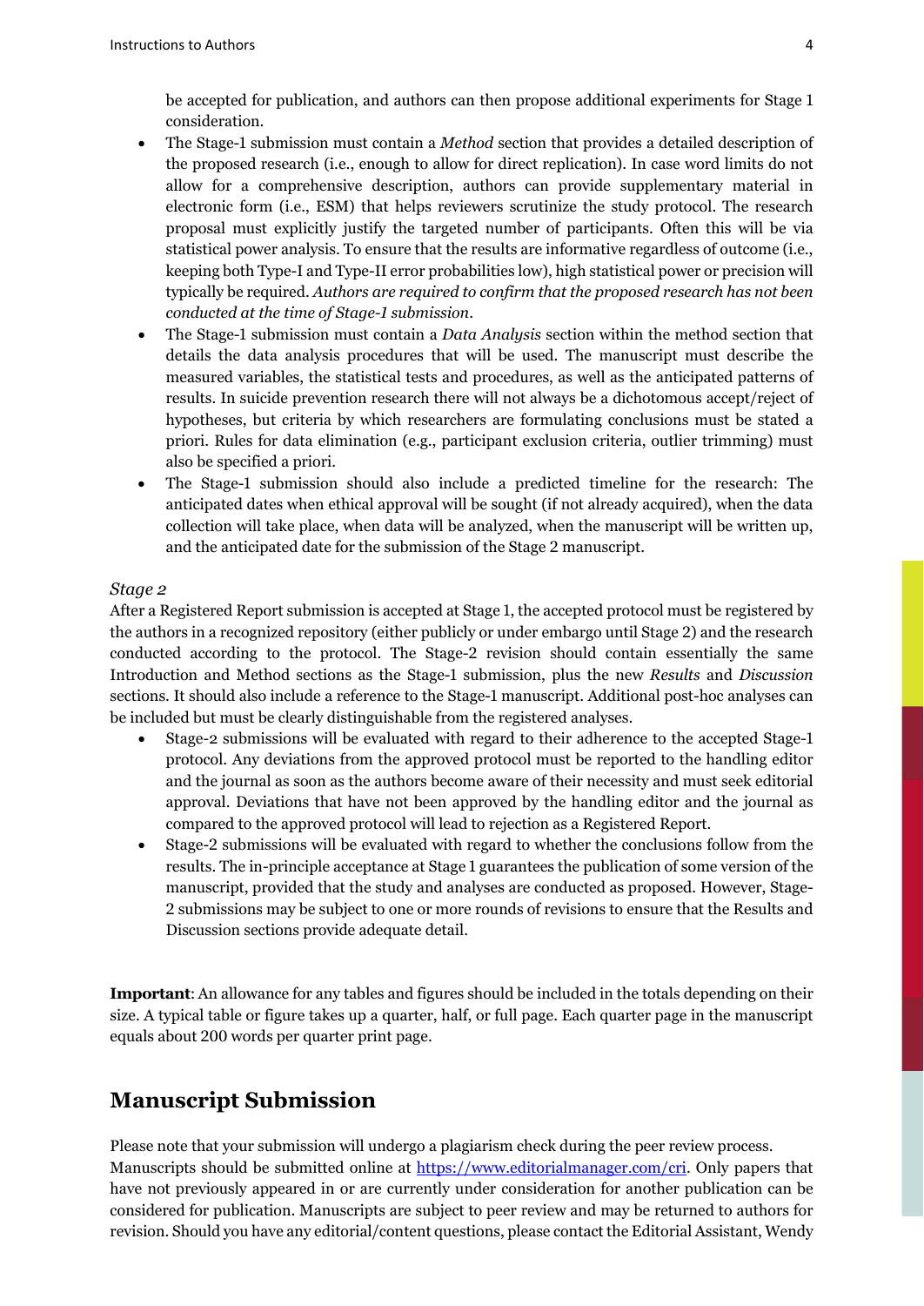be accepted for publication, and authors can then propose additional experiments for Stage 1 consideration.

- The Stage-1 submission must contain a *Method* section that provides a detailed description of the proposed research (i.e., enough to allow for direct replication). In case word limits do not allow for a comprehensive description, authors can provide supplementary material in electronic form (i.e., ESM) that helps reviewers scrutinize the study protocol. The research proposal must explicitly justify the targeted number of participants. Often this will be via statistical power analysis. To ensure that the results are informative regardless of outcome (i.e., keeping both Type-I and Type-II error probabilities low), high statistical power or precision will typically be required. *Authors are required to confirm that the proposed research has not been conducted at the time of Stage-1 submission*.
- The Stage-1 submission must contain a *Data Analysis* section within the method section that details the data analysis procedures that will be used. The manuscript must describe the measured variables, the statistical tests and procedures, as well as the anticipated patterns of results. In suicide prevention research there will not always be a dichotomous accept/reject of hypotheses, but criteria by which researchers are formulating conclusions must be stated a priori. Rules for data elimination (e.g., participant exclusion criteria, outlier trimming) must also be specified a priori.
- The Stage-1 submission should also include a predicted timeline for the research: The anticipated dates when ethical approval will be sought (if not already acquired), when the data collection will take place, when data will be analyzed, when the manuscript will be written up, and the anticipated date for the submission of the Stage 2 manuscript.

*Stage 2*

After a Registered Report submission is accepted at Stage 1, the accepted protocol must be registered by the authors in a recognized repository (either publicly or under embargo until Stage 2) and the research conducted according to the protocol. The Stage-2 revision should contain essentially the same Introduction and Method sections as the Stage-1 submission, plus the new *Results* and *Discussion* sections. It should also include a reference to the Stage-1 manuscript. Additional post-hoc analyses can be included but must be clearly distinguishable from the registered analyses.

- Stage-2 submissions will be evaluated with regard to their adherence to the accepted Stage-1 protocol. Any deviations from the approved protocol must be reported to the handling editor and the journal as soon as the authors become aware of their necessity and must seek editorial approval. Deviations that have not been approved by the handling editor and the journal as compared to the approved protocol will lead to rejection as a Registered Report.
- Stage-2 submissions will be evaluated with regard to whether the conclusions follow from the results. The in-principle acceptance at Stage 1 guarantees the publication of some version of the manuscript, provided that the study and analyses are conducted as proposed. However, Stage-2 submissions may be subject to one or more rounds of revisions to ensure that the Results and Discussion sections provide adequate detail.

**Important**: An allowance for any tables and figures should be included in the totals depending on their size. A typical table or figure takes up a quarter, half, or full page. Each quarter page in the manuscript equals about 200 words per quarter print page.

## Manuscript Submission

Please note that your submission will undergo a plagiarism check during the peer review process. Manuscripts should be submitted online at https://www.editorialmanager.com/cri. Only papers that have not previously appeared in or are currently under consideration for another publication can be considered for publication. Manuscripts are subject to peer review and may be returned to authors for revision. Should you have any editorial/content questions, please contact the Editorial Assistant, Wendy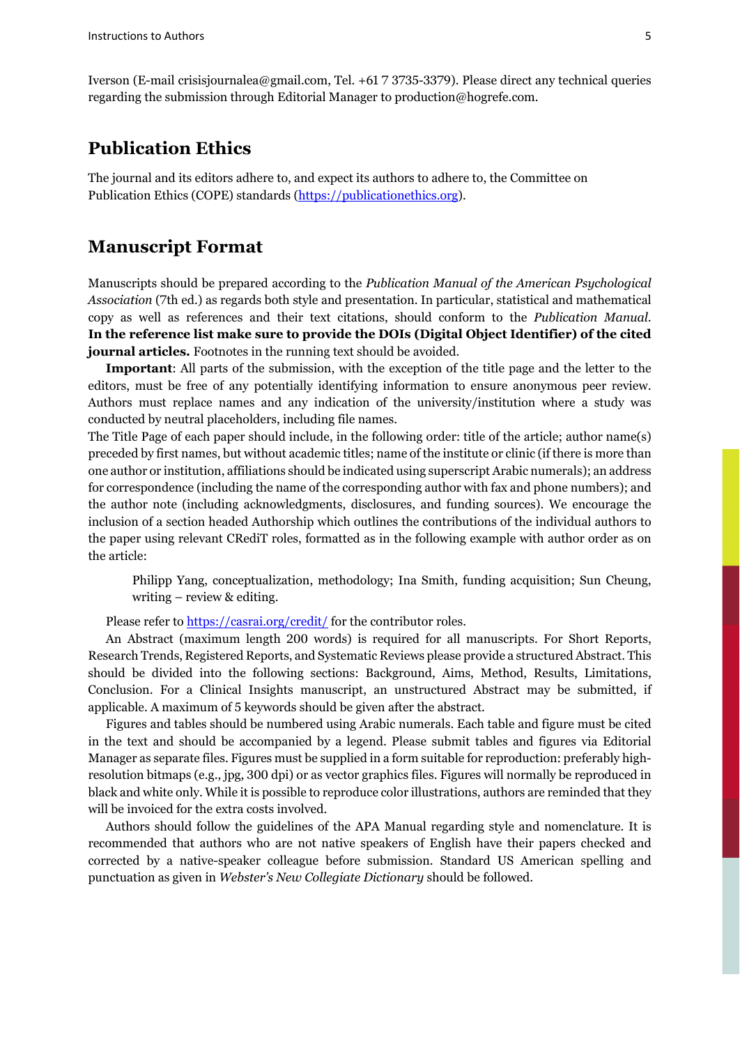Iverson (E-mail crisisjournalea@gmail.com, Tel. +61 7 3735-3379). Please direct any technical queries regarding the submission through Editorial Manager to production@hogrefe.com.

## Publication Ethics

The journal and its editors adhere to, and expect its authors to adhere to, the Committee on Publication Ethics (COPE) standards (https://publicationethics.org).

## Manuscript Format

Manuscripts should be prepared according to the *Publication Manual of the American Psychological Association* (7th ed.) as regards both style and presentation. In particular, statistical and mathematical copy as well as references and their text citations, should conform to the *Publication Manual*. **In the reference list make sure to provide the DOIs (Digital Object Identifier) of the cited journal articles.** Footnotes in the running text should be avoided.

**Important**: All parts of the submission, with the exception of the title page and the letter to the editors, must be free of any potentially identifying information to ensure anonymous peer review. Authors must replace names and any indication of the university/institution where a study was conducted by neutral placeholders, including file names.

The Title Page of each paper should include, in the following order: title of the article; author name(s) preceded by first names, but without academic titles; name of the institute or clinic (if there is more than one author or institution, affiliations should be indicated using superscript Arabic numerals); an address for correspondence (including the name of the corresponding author with fax and phone numbers); and the author note (including acknowledgments, disclosures, and funding sources). We encourage the inclusion of a section headed Authorship which outlines the contributions of the individual authors to the paper using relevant CRediT roles, formatted as in the following example with author order as on the article:

> Philipp Yang, conceptualization, methodology; Ina Smith, funding acquisition; Sun Cheung, writing – review & editing.

Please refer to https://casrai.org/credit/ for the contributor roles.

An Abstract (maximum length 200 words) is required for all manuscripts. For Short Reports, Research Trends, Registered Reports, and Systematic Reviews please provide a structured Abstract. This should be divided into the following sections: Background, Aims, Method, Results, Limitations, Conclusion. For a Clinical Insights manuscript, an unstructured Abstract may be submitted, if applicable. A maximum of 5 keywords should be given after the abstract.

Figures and tables should be numbered using Arabic numerals. Each table and figure must be cited in the text and should be accompanied by a legend. Please submit tables and figures via Editorial Manager as separate files. Figures must be supplied in a form suitable for reproduction: preferably high-resolution bitmaps (e.g., jpg, 300 dpi) or as vector graphics files. Figures will normally be reproduced in black and white only. While it is possible to reproduce color illustrations, authors are reminded that they will be invoiced for the extra costs involved.

Authors should follow the guidelines of the APA Manual regarding style and nomenclature. It is recommended that authors who are not native speakers of English have their papers checked and corrected by a native-speaker colleague before submission. Standard US American spelling and punctuation as given in *Webster's New Collegiate Dictionary* should be followed.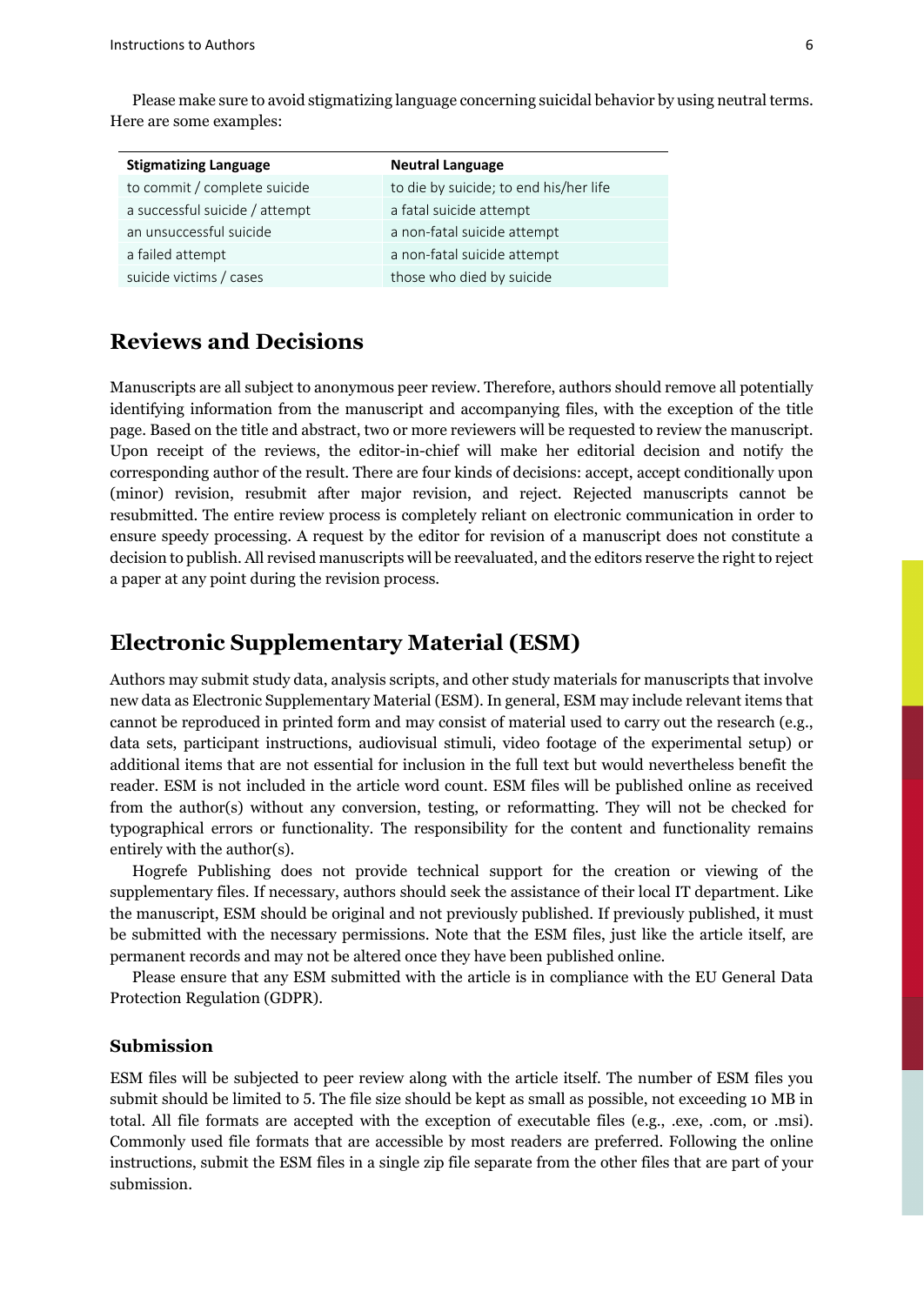Please make sure to avoid stigmatizing language concerning suicidal behavior by using neutral terms. Here are some examples:

| Stigmatizing Language | Neutral Language |
| --- | --- |
| to commit / complete suicide | to die by suicide; to end his/her life |
| a successful suicide / attempt | a fatal suicide attempt |
| an unsuccessful suicide | a non-fatal suicide attempt |
| a failed attempt | a non-fatal suicide attempt |
| suicide victims / cases | those who died by suicide |

## Reviews and Decisions

Manuscripts are all subject to anonymous peer review. Therefore, authors should remove all potentially identifying information from the manuscript and accompanying files, with the exception of the title page. Based on the title and abstract, two or more reviewers will be requested to review the manuscript. Upon receipt of the reviews, the editor-in-chief will make her editorial decision and notify the corresponding author of the result. There are four kinds of decisions: accept, accept conditionally upon (minor) revision, resubmit after major revision, and reject. Rejected manuscripts cannot be resubmitted. The entire review process is completely reliant on electronic communication in order to ensure speedy processing. A request by the editor for revision of a manuscript does not constitute a decision to publish. All revised manuscripts will be reevaluated, and the editors reserve the right to reject a paper at any point during the revision process.

## Electronic Supplementary Material (ESM)

Authors may submit study data, analysis scripts, and other study materials for manuscripts that involve new data as Electronic Supplementary Material (ESM). In general, ESM may include relevant items that cannot be reproduced in printed form and may consist of material used to carry out the research (e.g., data sets, participant instructions, audiovisual stimuli, video footage of the experimental setup) or additional items that are not essential for inclusion in the full text but would nevertheless benefit the reader. ESM is not included in the article word count. ESM files will be published online as received from the author(s) without any conversion, testing, or reformatting. They will not be checked for typographical errors or functionality. The responsibility for the content and functionality remains entirely with the author(s).

Hogrefe Publishing does not provide technical support for the creation or viewing of the supplementary files. If necessary, authors should seek the assistance of their local IT department. Like the manuscript, ESM should be original and not previously published. If previously published, it must be submitted with the necessary permissions. Note that the ESM files, just like the article itself, are permanent records and may not be altered once they have been published online.

Please ensure that any ESM submitted with the article is in compliance with the EU General Data Protection Regulation (GDPR).

### Submission

ESM files will be subjected to peer review along with the article itself. The number of ESM files you submit should be limited to 5. The file size should be kept as small as possible, not exceeding 10 MB in total. All file formats are accepted with the exception of executable files (e.g., .exe, .com, or .msi). Commonly used file formats that are accessible by most readers are preferred. Following the online instructions, submit the ESM files in a single zip file separate from the other files that are part of your submission.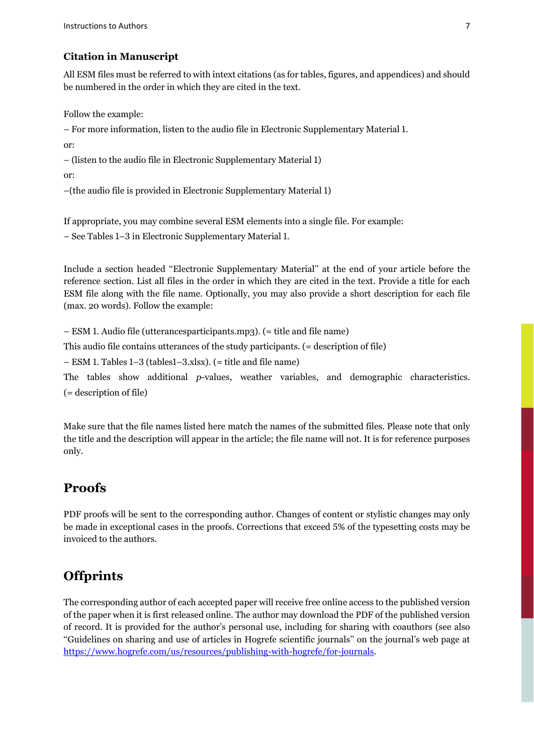### Citation in Manuscript

All ESM files must be referred to with intext citations (as for tables, figures, and appendices) and should be numbered in the order in which they are cited in the text.

Follow the example:

– For more information, listen to the audio file in Electronic Supplementary Material 1.

or:

– (listen to the audio file in Electronic Supplementary Material 1)

or:

–(the audio file is provided in Electronic Supplementary Material 1)

If appropriate, you may combine several ESM elements into a single file. For example:

– See Tables 1–3 in Electronic Supplementary Material 1.

Include a section headed "Electronic Supplementary Material" at the end of your article before the reference section. List all files in the order in which they are cited in the text. Provide a title for each ESM file along with the file name. Optionally, you may also provide a short description for each file (max. 20 words). Follow the example:

– ESM 1. Audio file (utterancesparticipants.mp3). (= title and file name)

This audio file contains utterances of the study participants. (= description of file)

– ESM 1. Tables 1–3 (tables1–3.xlsx). (= title and file name)

The tables show additional *p*-values, weather variables, and demographic characteristics. (= description of file)

Make sure that the file names listed here match the names of the submitted files. Please note that only the title and the description will appear in the article; the file name will not. It is for reference purposes only.

## Proofs

PDF proofs will be sent to the corresponding author. Changes of content or stylistic changes may only be made in exceptional cases in the proofs. Corrections that exceed 5% of the typesetting costs may be invoiced to the authors.

## Offprints

The corresponding author of each accepted paper will receive free online access to the published version of the paper when it is first released online. The author may download the PDF of the published version of record. It is provided for the author's personal use, including for sharing with coauthors (see also "Guidelines on sharing and use of articles in Hogrefe scientific journals" on the journal's web page at [https://www.hogrefe.com/us/resources/publishing-with-hogrefe/for-journals](https://www.hogrefe.com/us/resources/publishing-with-hogrefe/for-journals).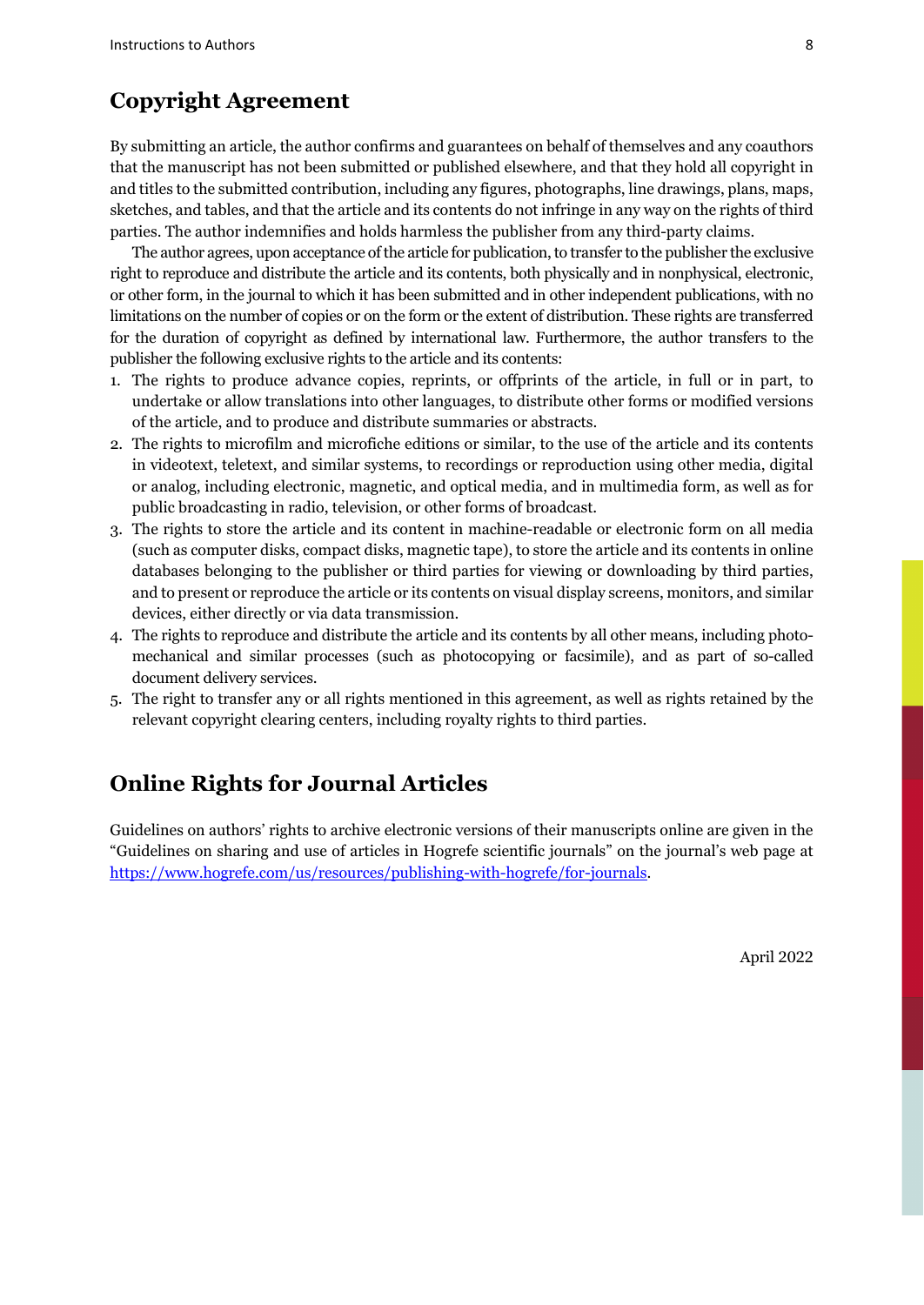## Copyright Agreement

By submitting an article, the author confirms and guarantees on behalf of themselves and any coauthors that the manuscript has not been submitted or published elsewhere, and that they hold all copyright in and titles to the submitted contribution, including any figures, photographs, line drawings, plans, maps, sketches, and tables, and that the article and its contents do not infringe in any way on the rights of third parties. The author indemnifies and holds harmless the publisher from any third-party claims.

The author agrees, upon acceptance of the article for publication, to transfer to the publisher the exclusive right to reproduce and distribute the article and its contents, both physically and in nonphysical, electronic, or other form, in the journal to which it has been submitted and in other independent publications, with no limitations on the number of copies or on the form or the extent of distribution. These rights are transferred for the duration of copyright as defined by international law. Furthermore, the author transfers to the publisher the following exclusive rights to the article and its contents:

1. The rights to produce advance copies, reprints, or offprints of the article, in full or in part, to undertake or allow translations into other languages, to distribute other forms or modified versions of the article, and to produce and distribute summaries or abstracts.
2. The rights to microfilm and microfiche editions or similar, to the use of the article and its contents in videotext, teletext, and similar systems, to recordings or reproduction using other media, digital or analog, including electronic, magnetic, and optical media, and in multimedia form, as well as for public broadcasting in radio, television, or other forms of broadcast.
3. The rights to store the article and its content in machine-readable or electronic form on all media (such as computer disks, compact disks, magnetic tape), to store the article and its contents in online databases belonging to the publisher or third parties for viewing or downloading by third parties, and to present or reproduce the article or its contents on visual display screens, monitors, and similar devices, either directly or via data transmission.
4. The rights to reproduce and distribute the article and its contents by all other means, including photomechanical and similar processes (such as photocopying or facsimile), and as part of so-called document delivery services.
5. The right to transfer any or all rights mentioned in this agreement, as well as rights retained by the relevant copyright clearing centers, including royalty rights to third parties.

## Online Rights for Journal Articles

Guidelines on authors' rights to archive electronic versions of their manuscripts online are given in the "Guidelines on sharing and use of articles in Hogrefe scientific journals" on the journal's web page at https://www.hogrefe.com/us/resources/publishing-with-hogrefe/for-journals.

April 2022